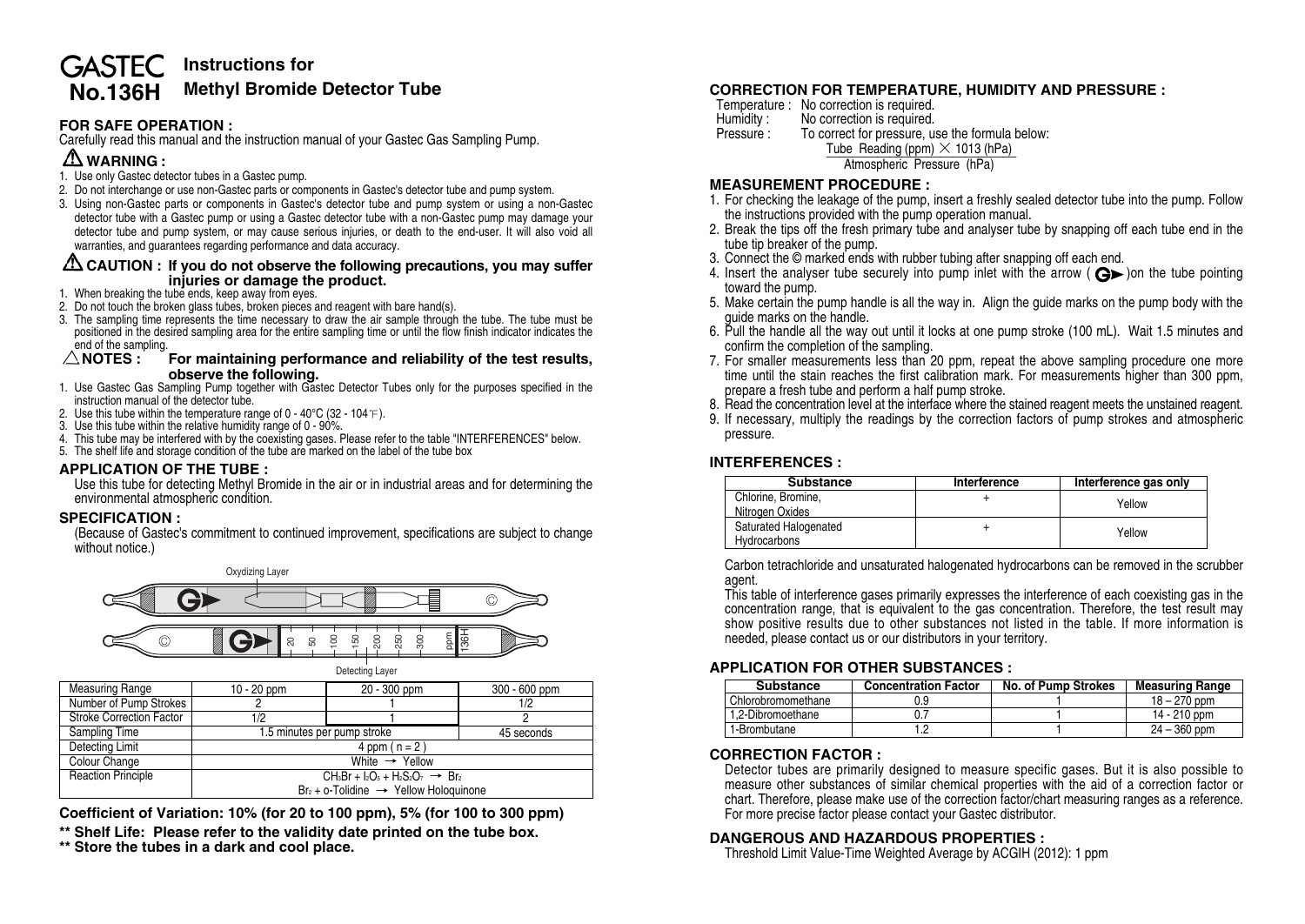# GASTEC No.136H — Instructions for Methyl Bromide Detector Tube

## FOR SAFE OPERATION :

Carefully read this manual and the instruction manual of your Gastec Gas Sampling Pump.

### ⚠ WARNING :

1. Use only Gastec detector tubes in a Gastec pump.
2. Do not interchange or use non-Gastec parts or components in Gastec's detector tube and pump system.
3. Using non-Gastec parts or components in Gastec's detector tube and pump system or using a non-Gastec detector tube with a Gastec pump or using a Gastec detector tube with a non-Gastec pump may damage your detector tube and pump system, or may cause serious injuries, or death to the end-user. It will also void all warranties, and guarantees regarding performance and data accuracy.

### ⚠ CAUTION : If you do not observe the following precautions, you may suffer injuries or damage the product.

1. When breaking the tube ends, keep away from eyes.
2. Do not touch the broken glass tubes, broken pieces and reagent with bare hand(s).
3. The sampling time represents the time necessary to draw the air sample through the tube. The tube must be positioned in the desired sampling area for the entire sampling time or until the flow finish indicator indicates the end of the sampling.

### △ NOTES : For maintaining performance and reliability of the test results, observe the following.

1. Use Gastec Gas Sampling Pump together with Gastec Detector Tubes only for the purposes specified in the instruction manual of the detector tube.
2. Use this tube within the temperature range of 0 - 40°C (32 - 104°F).
3. Use this tube within the relative humidity range of 0 - 90%.
4. This tube may be interfered with by the coexisting gases. Please refer to the table "INTERFERENCES" below.
5. The shelf life and storage condition of the tube are marked on the label of the tube box

## APPLICATION OF THE TUBE :

Use this tube for detecting Methyl Bromide in the air or in industrial areas and for determining the environmental atmospheric condition.

## SPECIFICATION :

(Because of Gastec's commitment to continued improvement, specifications are subject to change without notice.)

Oxydizing Layer

20 50 100 150 200 250 300 ppm 136H

Detecting Layer

| Measuring Range | 10 - 20 ppm | 20 - 300 ppm | 300 - 600 ppm |
|---|---|---|---|
| Number of Pump Strokes | 2 | 1 | 1/2 |
| Stroke Correction Factor | 1/2 | 1 | 2 |
| Sampling Time | 1.5 minutes per pump stroke | | 45 seconds |
| Detecting Limit | 4 ppm ( n = 2 ) | | |
| Colour Change | White → Yellow | | |
| Reaction Principle | $CH_3Br + I_2O_5 + H_2S_2O_7 \rightarrow Br_2$<br>$Br_2$ + o-Tolidine → Yellow Holoquinone | | |

**Coefficient of Variation: 10% (for 20 to 100 ppm), 5% (for 100 to 300 ppm)**

**\*\* Shelf Life: Please refer to the validity date printed on the tube box.**

**\*\* Store the tubes in a dark and cool place.**

## CORRECTION FOR TEMPERATURE, HUMIDITY AND PRESSURE :

Temperature : No correction is required.
Humidity : No correction is required.
Pressure : To correct for pressure, use the formula below:

$$\frac{\text{Tube Reading (ppm)} \times 1013\ \text{(hPa)}}{\text{Atmospheric Pressure (hPa)}}$$

## MEASUREMENT PROCEDURE :

1. For checking the leakage of the pump, insert a freshly sealed detector tube into the pump. Follow the instructions provided with the pump operation manual.
2. Break the tips off the fresh primary tube and analyser tube by snapping off each tube end in the tube tip breaker of the pump.
3. Connect the © marked ends with rubber tubing after snapping off each end.
4. Insert the analyser tube securely into pump inlet with the arrow ( G► )on the tube pointing toward the pump.
5. Make certain the pump handle is all the way in. Align the guide marks on the pump body with the guide marks on the handle.
6. Pull the handle all the way out until it locks at one pump stroke (100 mL). Wait 1.5 minutes and confirm the completion of the sampling.
7. For smaller measurements less than 20 ppm, repeat the above sampling procedure one more time until the stain reaches the first calibration mark. For measurements higher than 300 ppm, prepare a fresh tube and perform a half pump stroke.
8. Read the concentration level at the interface where the stained reagent meets the unstained reagent.
9. If necessary, multiply the readings by the correction factors of pump strokes and atmospheric pressure.

## INTERFERENCES :

| Substance | Interference | Interference gas only |
|---|---|---|
| Chlorine, Bromine, Nitrogen Oxides | + | Yellow |
| Saturated Halogenated Hydrocarbons | + | Yellow |

Carbon tetrachloride and unsaturated halogenated hydrocarbons can be removed in the scrubber agent.

This table of interference gases primarily expresses the interference of each coexisting gas in the concentration range, that is equivalent to the gas concentration. Therefore, the test result may show positive results due to other substances not listed in the table. If more information is needed, please contact us or our distributors in your territory.

## APPLICATION FOR OTHER SUBSTANCES :

| Substance | Concentration Factor | No. of Pump Strokes | Measuring Range |
|---|---|---|---|
| Chlorobromomethane | 0.9 | 1 | 18 – 270 ppm |
| 1,2-Dibromoethane | 0.7 | 1 | 14 - 210 ppm |
| 1-Brombutane | 1.2 | 1 | 24 – 360 ppm |

## CORRECTION FACTOR :

Detector tubes are primarily designed to measure specific gases. But it is also possible to measure other substances of similar chemical properties with the aid of a correction factor or chart. Therefore, please make use of the correction factor/chart measuring ranges as a reference. For more precise factor please contact your Gastec distributor.

## DANGEROUS AND HAZARDOUS PROPERTIES :

Threshold Limit Value-Time Weighted Average by ACGIH (2012): 1 ppm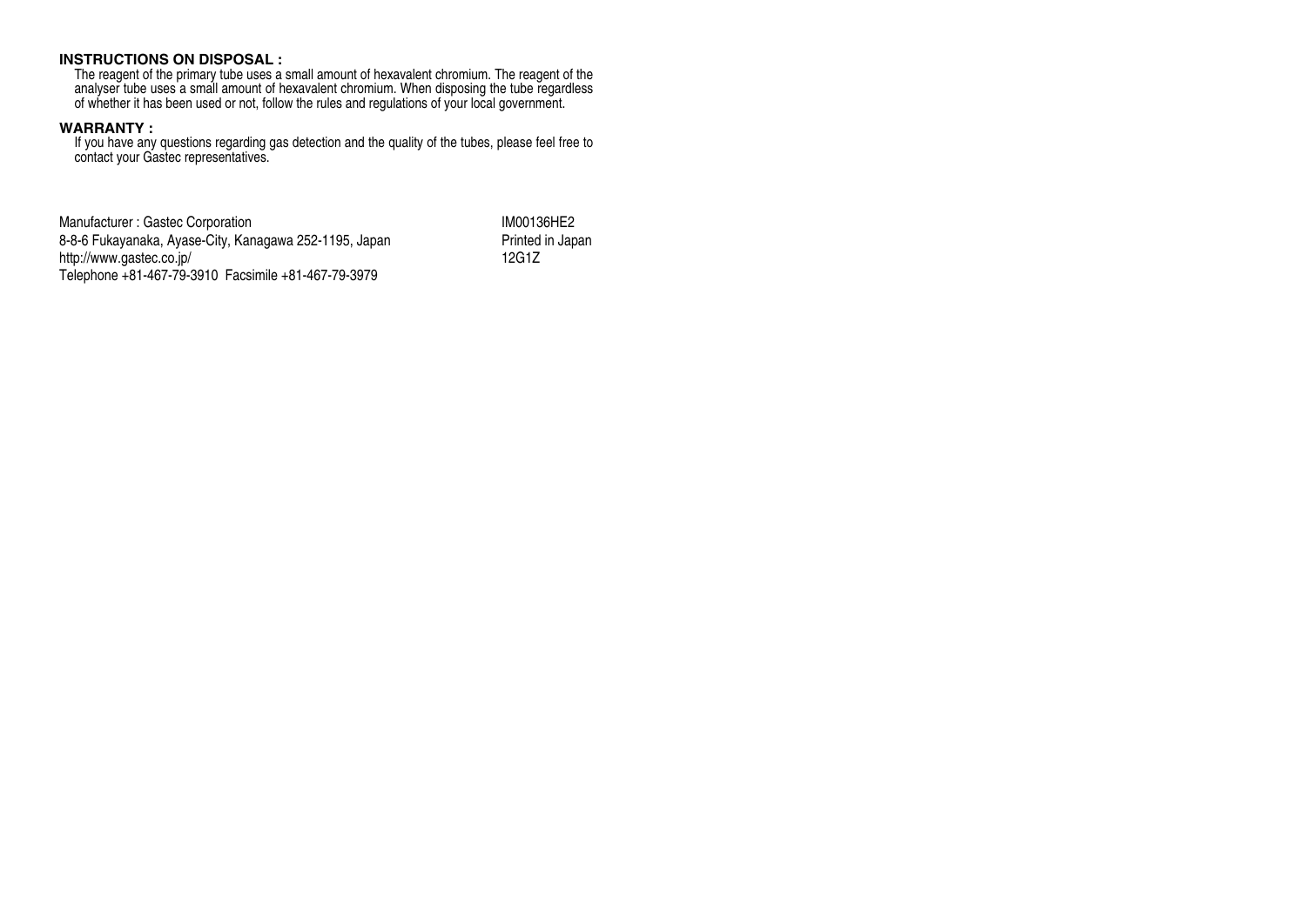**INSTRUCTIONS ON DISPOSAL :**

The reagent of the primary tube uses a small amount of hexavalent chromium. The reagent of the analyser tube uses a small amount of hexavalent chromium. When disposing the tube regardless of whether it has been used or not, follow the rules and regulations of your local government.

**WARRANTY :**

If you have any questions regarding gas detection and the quality of the tubes, please feel free to contact your Gastec representatives.

Manufacturer : Gastec Corporation
8-8-6 Fukayanaka, Ayase-City, Kanagawa 252-1195, Japan
http://www.gastec.co.jp/
Telephone +81-467-79-3910 Facsimile +81-467-79-3979

IM00136HE2
Printed in Japan
12G1Z